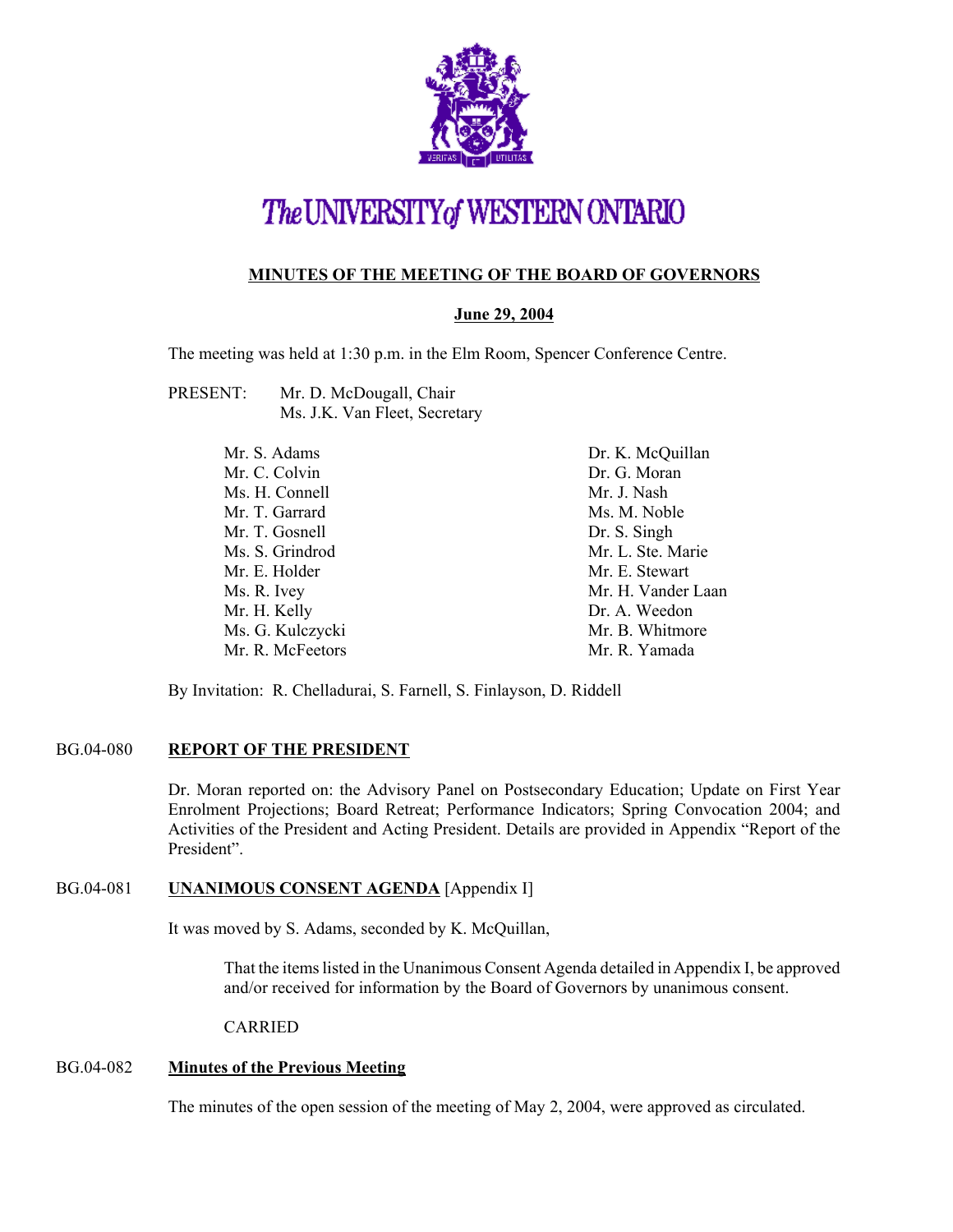# The UNIVERSITY of WESTERN ONTARIO

## MINUTES OF THE MEETING OF THE BOARD OF GOVERNORS

**June 29, 2004**

The meeting was held at 1:30 p.m. in the Elm Room, Spencer Conference Centre.

PRESENT: Mr. D. McDougall, Chair
Ms. J.K. Van Fleet, Secretary

Mr. S. Adams
Mr. C. Colvin
Ms. H. Connell
Mr. T. Garrard
Mr. T. Gosnell
Ms. S. Grindrod
Mr. E. Holder
Ms. R. Ivey
Mr. H. Kelly
Ms. G. Kulczycki
Mr. R. McFeetors
Dr. K. McQuillan
Dr. G. Moran
Mr. J. Nash
Ms. M. Noble
Dr. S. Singh
Mr. L. Ste. Marie
Mr. E. Stewart
Mr. H. Vander Laan
Dr. A. Weedon
Mr. B. Whitmore
Mr. R. Yamada

By Invitation: R. Chelladurai, S. Farnell, S. Finlayson, D. Riddell

### BG.04-080 REPORT OF THE PRESIDENT

Dr. Moran reported on: the Advisory Panel on Postsecondary Education; Update on First Year Enrolment Projections; Board Retreat; Performance Indicators; Spring Convocation 2004; and Activities of the President and Acting President. Details are provided in Appendix "Report of the President".

### BG.04-081 UNANIMOUS CONSENT AGENDA [Appendix I]

It was moved by S. Adams, seconded by K. McQuillan,

> That the items listed in the Unanimous Consent Agenda detailed in Appendix I, be approved and/or received for information by the Board of Governors by unanimous consent.
>
> CARRIED

### BG.04-082 Minutes of the Previous Meeting

The minutes of the open session of the meeting of May 2, 2004, were approved as circulated.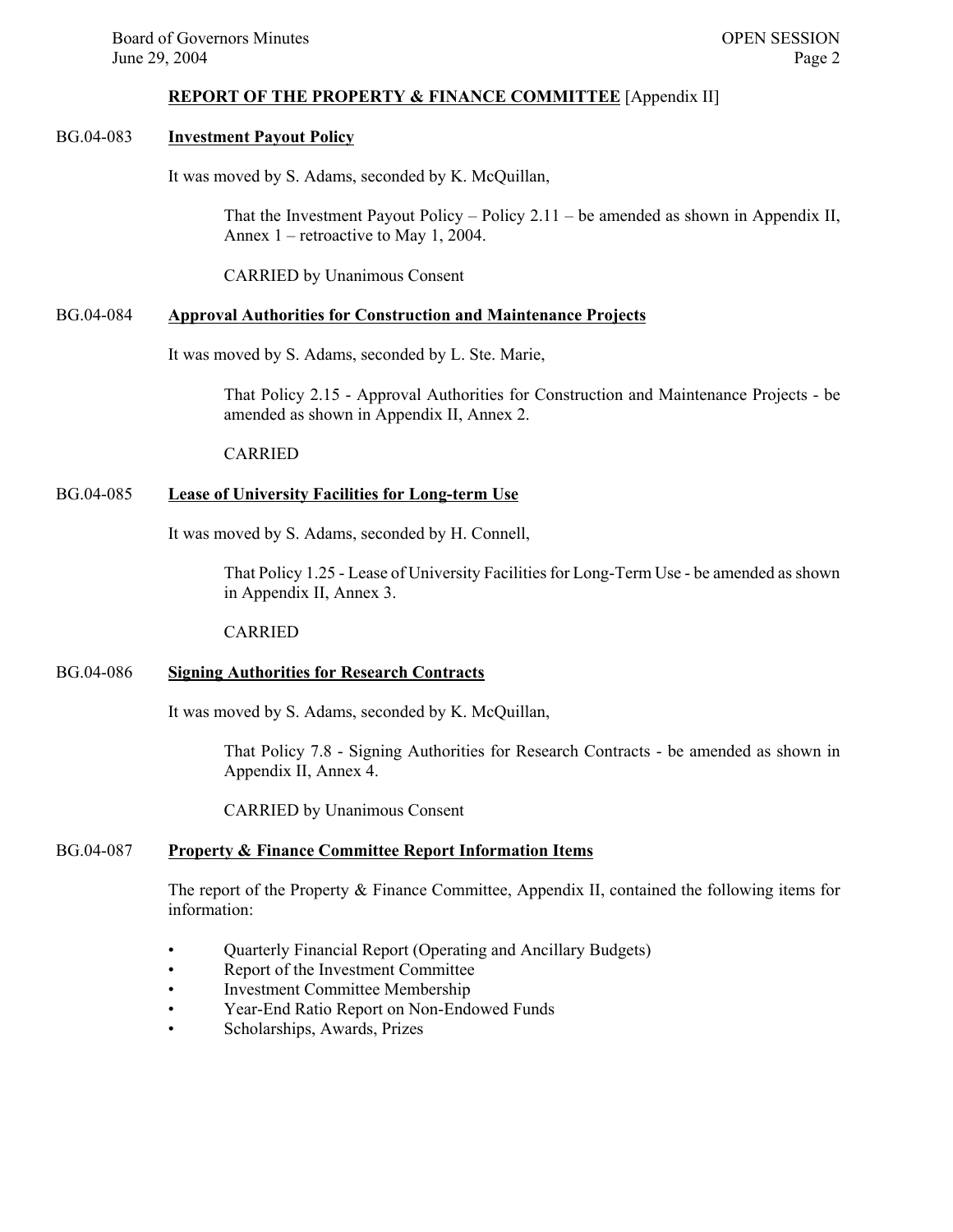## REPORT OF THE PROPERTY & FINANCE COMMITTEE [Appendix II]

BG.04-083 **Investment Payout Policy**

It was moved by S. Adams, seconded by K. McQuillan,

> That the Investment Payout Policy – Policy 2.11 – be amended as shown in Appendix II, Annex 1 – retroactive to May 1, 2004.
>
> CARRIED by Unanimous Consent

BG.04-084 **Approval Authorities for Construction and Maintenance Projects**

It was moved by S. Adams, seconded by L. Ste. Marie,

> That Policy 2.15 - Approval Authorities for Construction and Maintenance Projects - be amended as shown in Appendix II, Annex 2.
>
> CARRIED

BG.04-085 **Lease of University Facilities for Long-term Use**

It was moved by S. Adams, seconded by H. Connell,

> That Policy 1.25 - Lease of University Facilities for Long-Term Use - be amended as shown in Appendix II, Annex 3.
>
> CARRIED

BG.04-086 **Signing Authorities for Research Contracts**

It was moved by S. Adams, seconded by K. McQuillan,

> That Policy 7.8 - Signing Authorities for Research Contracts - be amended as shown in Appendix II, Annex 4.
>
> CARRIED by Unanimous Consent

BG.04-087 **Property & Finance Committee Report Information Items**

The report of the Property & Finance Committee, Appendix II, contained the following items for information:

- Quarterly Financial Report (Operating and Ancillary Budgets)
- Report of the Investment Committee
- Investment Committee Membership
- Year-End Ratio Report on Non-Endowed Funds
- Scholarships, Awards, Prizes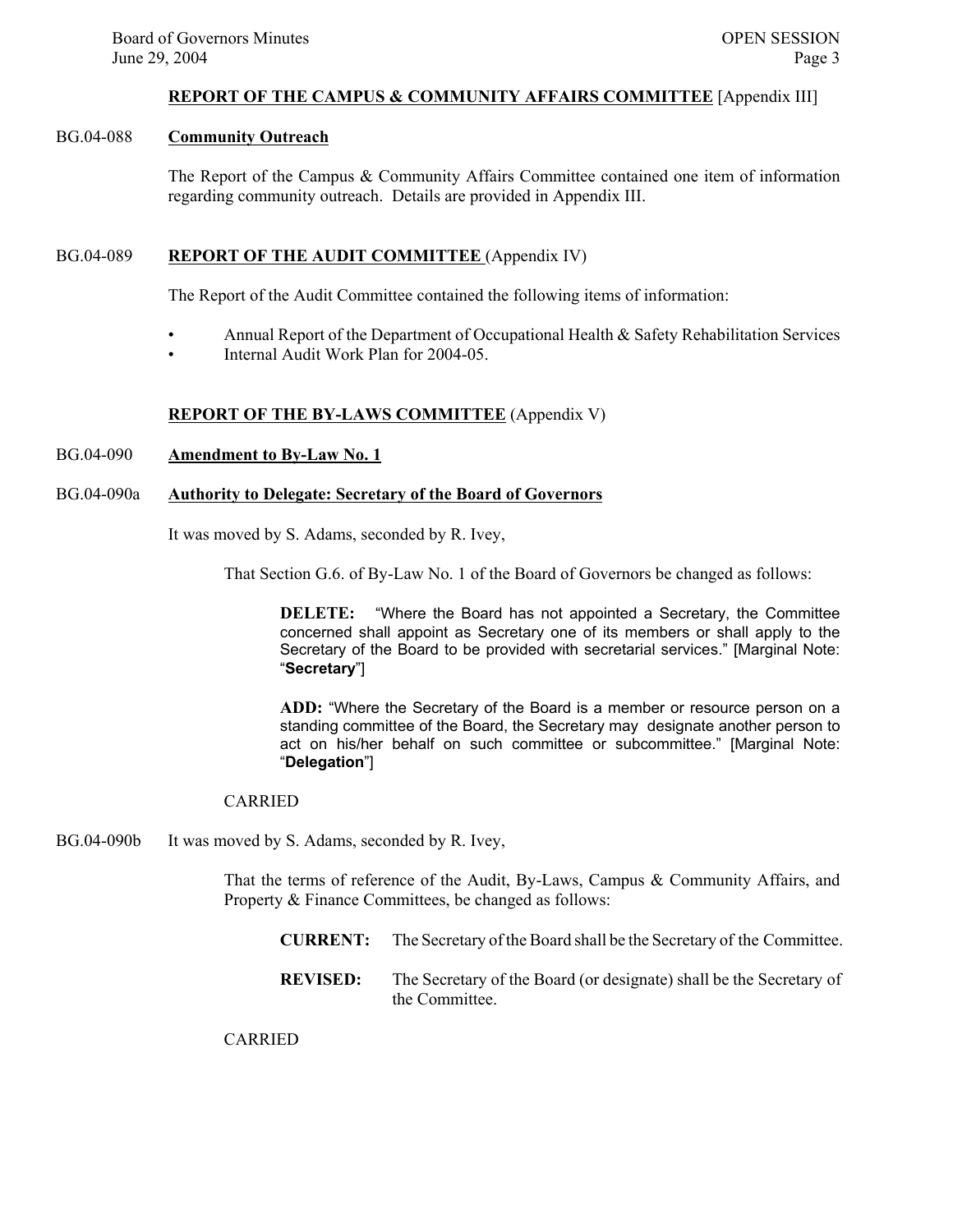## REPORT OF THE CAMPUS & COMMUNITY AFFAIRS COMMITTEE [Appendix III]

BG.04-088 **Community Outreach**

The Report of the Campus & Community Affairs Committee contained one item of information regarding community outreach. Details are provided in Appendix III.

BG.04-089 **REPORT OF THE AUDIT COMMITTEE** (Appendix IV)

The Report of the Audit Committee contained the following items of information:

- Annual Report of the Department of Occupational Health & Safety Rehabilitation Services
- Internal Audit Work Plan for 2004-05.

## REPORT OF THE BY-LAWS COMMITTEE (Appendix V)

BG.04-090 **Amendment to By-Law No. 1**

BG.04-090a **Authority to Delegate: Secretary of the Board of Governors**

It was moved by S. Adams, seconded by R. Ivey,

> That Section G.6. of By-Law No. 1 of the Board of Governors be changed as follows:
>
> **DELETE:** "Where the Board has not appointed a Secretary, the Committee concerned shall appoint as Secretary one of its members or shall apply to the Secretary of the Board to be provided with secretarial services." [Marginal Note: "**Secretary**"]
>
> **ADD:** "Where the Secretary of the Board is a member or resource person on a standing committee of the Board, the Secretary may designate another person to act on his/her behalf on such committee or subcommittee." [Marginal Note: "**Delegation**"]

CARRIED

BG.04-090b It was moved by S. Adams, seconded by R. Ivey,

> That the terms of reference of the Audit, By-Laws, Campus & Community Affairs, and Property & Finance Committees, be changed as follows:
>
> **CURRENT:** The Secretary of the Board shall be the Secretary of the Committee.
>
> **REVISED:** The Secretary of the Board (or designate) shall be the Secretary of the Committee.

CARRIED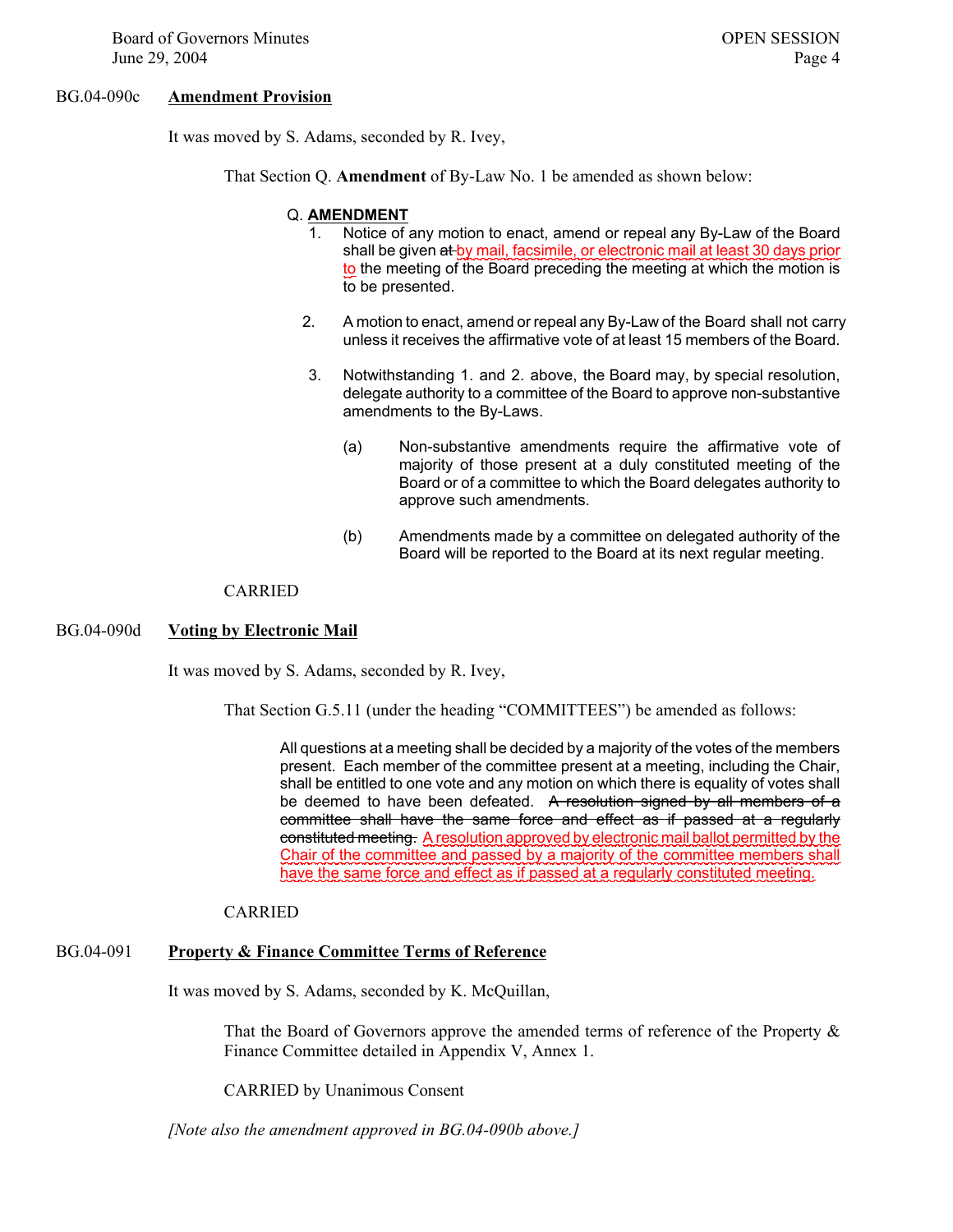BG.04-090c **Amendment Provision**

It was moved by S. Adams, seconded by R. Ivey,

> That Section Q. **Amendment** of By-Law No. 1 be amended as shown below:
>
> Q. **AMENDMENT**
>
> 1. Notice of any motion to enact, amend or repeal any By-Law of the Board shall be given ~~at~~ by mail, facsimile, or electronic mail at least 30 days prior to the meeting of the Board preceding the meeting at which the motion is to be presented.
>
> 2. A motion to enact, amend or repeal any By-Law of the Board shall not carry unless it receives the affirmative vote of at least 15 members of the Board.
>
> 3. Notwithstanding 1. and 2. above, the Board may, by special resolution, delegate authority to a committee of the Board to approve non-substantive amendments to the By-Laws.
>
>     (a) Non-substantive amendments require the affirmative vote of majority of those present at a duly constituted meeting of the Board or of a committee to which the Board delegates authority to approve such amendments.
>
>     (b) Amendments made by a committee on delegated authority of the Board will be reported to the Board at its next regular meeting.
>
> CARRIED

BG.04-090d **Voting by Electronic Mail**

It was moved by S. Adams, seconded by R. Ivey,

> That Section G.5.11 (under the heading "COMMITTEES") be amended as follows:
>
> All questions at a meeting shall be decided by a majority of the votes of the members present. Each member of the committee present at a meeting, including the Chair, shall be entitled to one vote and any motion on which there is equality of votes shall be deemed to have been defeated. ~~A resolution signed by all members of a committee shall have the same force and effect as if passed at a regularly constituted meeting.~~ A resolution approved by electronic mail ballot permitted by the Chair of the committee and passed by a majority of the committee members shall have the same force and effect as if passed at a regularly constituted meeting.
>
> CARRIED

BG.04-091 **Property & Finance Committee Terms of Reference**

It was moved by S. Adams, seconded by K. McQuillan,

> That the Board of Governors approve the amended terms of reference of the Property & Finance Committee detailed in Appendix V, Annex 1.
>
> CARRIED by Unanimous Consent

*[Note also the amendment approved in BG.04-090b above.]*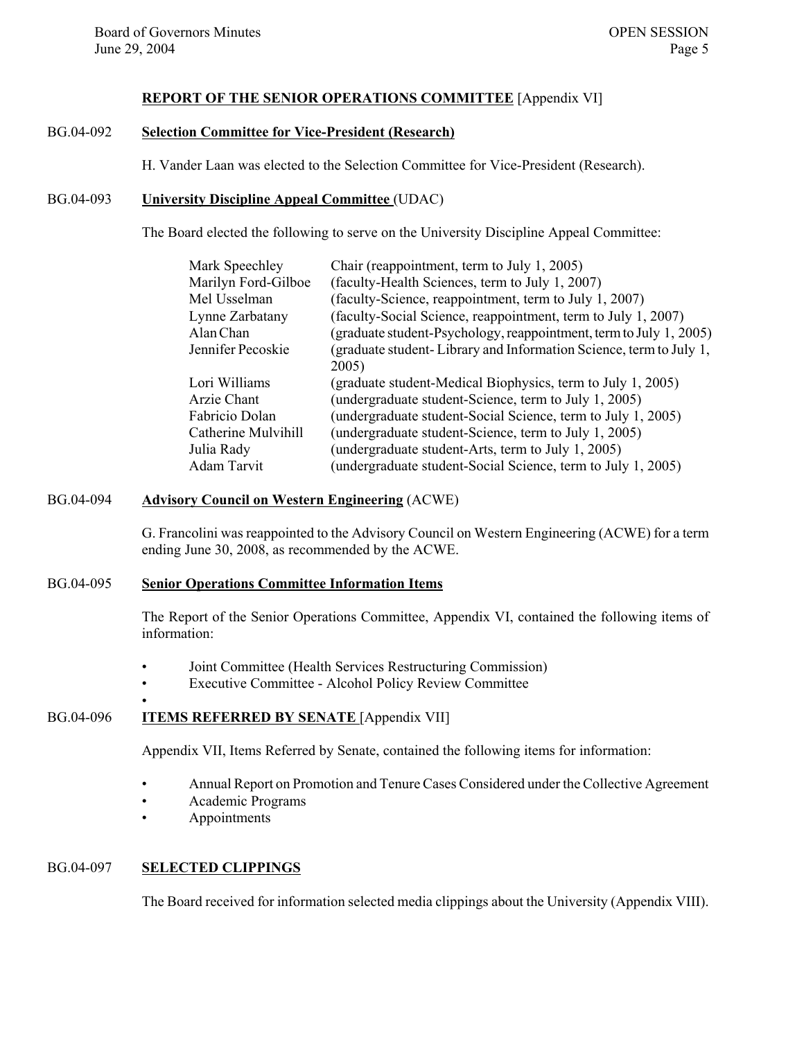## REPORT OF THE SENIOR OPERATIONS COMMITTEE [Appendix VI]

BG.04-092 **Selection Committee for Vice-President (Research)**

H. Vander Laan was elected to the Selection Committee for Vice-President (Research).

BG.04-093 **University Discipline Appeal Committee** (UDAC)

The Board elected the following to serve on the University Discipline Appeal Committee:

| | |
|---|---|
| Mark Speechley | Chair (reappointment, term to July 1, 2005) |
| Marilyn Ford-Gilboe | (faculty-Health Sciences, term to July 1, 2007) |
| Mel Usselman | (faculty-Science, reappointment, term to July 1, 2007) |
| Lynne Zarbatany | (faculty-Social Science, reappointment, term to July 1, 2007) |
| Alan Chan | (graduate student-Psychology, reappointment, term to July 1, 2005) |
| Jennifer Pecoskie | (graduate student- Library and Information Science, term to July 1, 2005) |
| Lori Williams | (graduate student-Medical Biophysics, term to July 1, 2005) |
| Arzie Chant | (undergraduate student-Science, term to July 1, 2005) |
| Fabricio Dolan | (undergraduate student-Social Science, term to July 1, 2005) |
| Catherine Mulvihill | (undergraduate student-Science, term to July 1, 2005) |
| Julia Rady | (undergraduate student-Arts, term to July 1, 2005) |
| Adam Tarvit | (undergraduate student-Social Science, term to July 1, 2005) |

BG.04-094 **Advisory Council on Western Engineering** (ACWE)

G. Francolini was reappointed to the Advisory Council on Western Engineering (ACWE) for a term ending June 30, 2008, as recommended by the ACWE.

BG.04-095 **Senior Operations Committee Information Items**

The Report of the Senior Operations Committee, Appendix VI, contained the following items of information:

- Joint Committee (Health Services Restructuring Commission)
- Executive Committee - Alcohol Policy Review Committee

BG.04-096 **ITEMS REFERRED BY SENATE** [Appendix VII]

Appendix VII, Items Referred by Senate, contained the following items for information:

- Annual Report on Promotion and Tenure Cases Considered under the Collective Agreement
- Academic Programs
- Appointments

BG.04-097 **SELECTED CLIPPINGS**

The Board received for information selected media clippings about the University (Appendix VIII).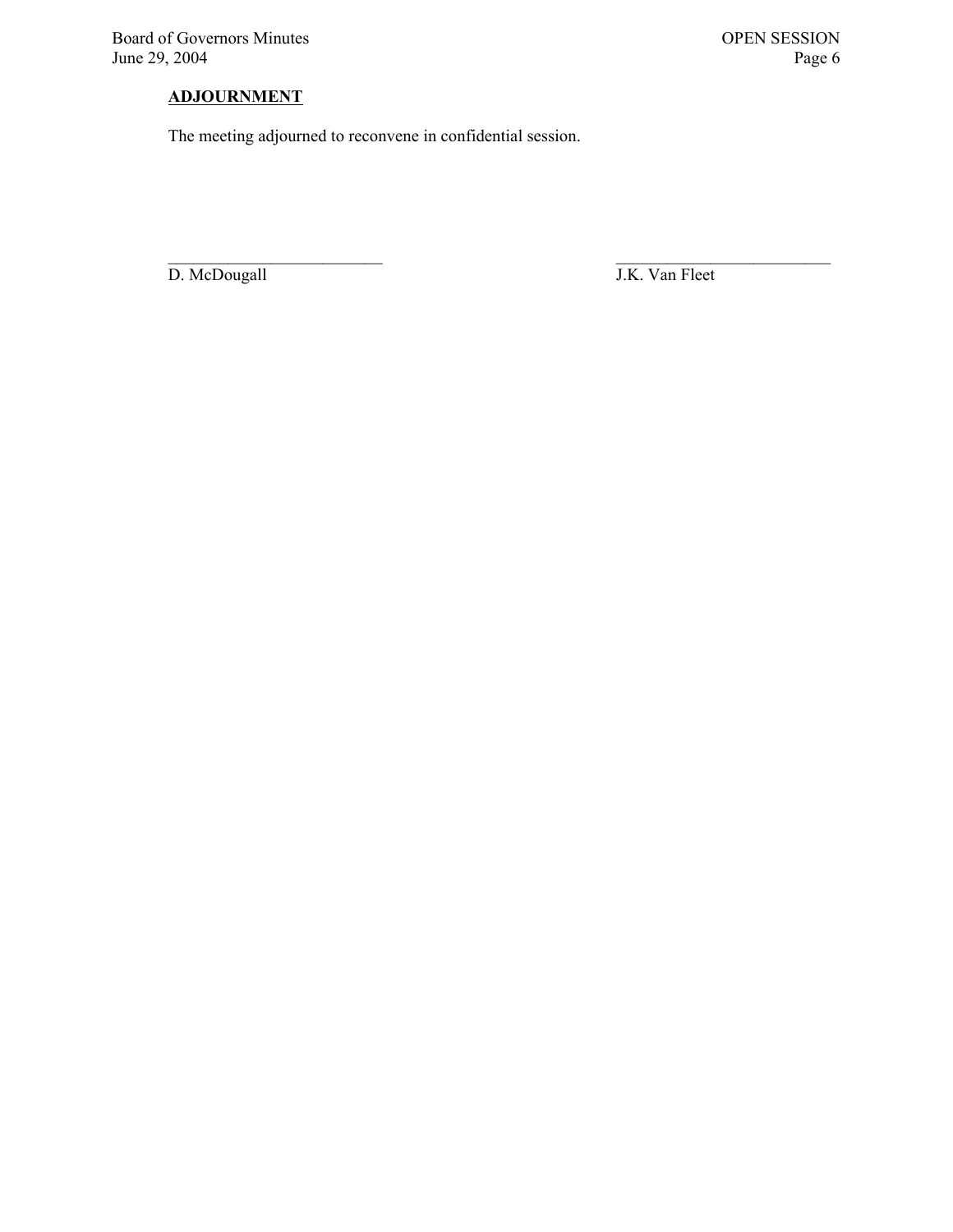**ADJOURNMENT**

The meeting adjourned to reconvene in confidential session.

| | |
|---|---|
| ________________________ | ________________________ |
| D. McDougall | J.K. Van Fleet |